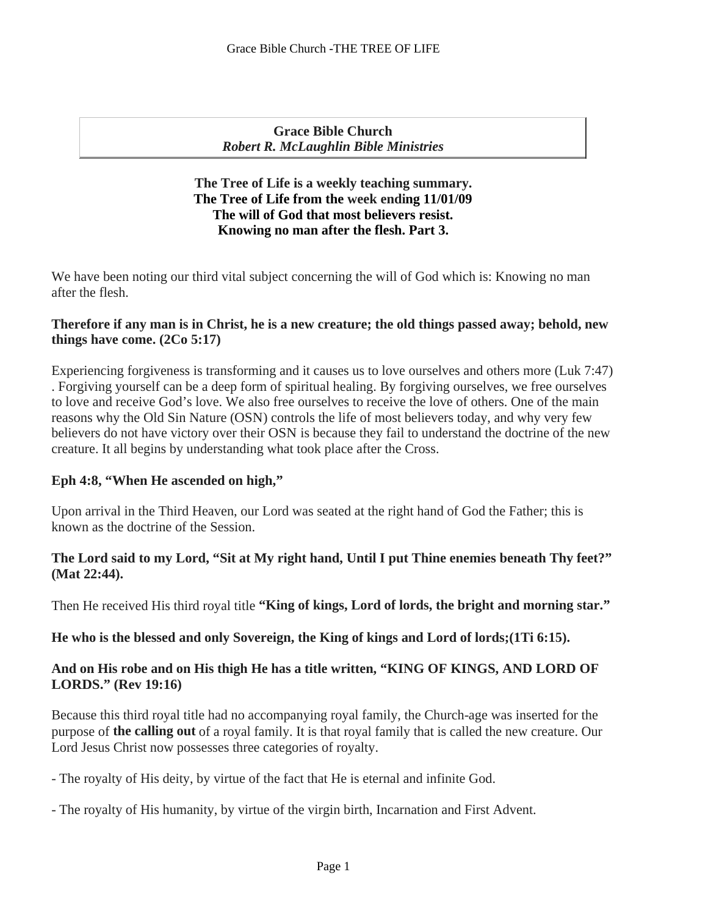**Grace Bible Church**
***Robert R. McLaughlin Bible Ministries***

**The Tree of Life is a weekly teaching summary.**
**The Tree of Life from the week ending 11/01/09**
**The will of God that most believers resist.**
**Knowing no man after the flesh. Part 3.**

We have been noting our third vital subject concerning the will of God which is: Knowing no man after the flesh.

**Therefore if any man is in Christ, he is a new creature; the old things passed away; behold, new things have come. (2Co 5:17)**

Experiencing forgiveness is transforming and it causes us to love ourselves and others more (Luk 7:47) . Forgiving yourself can be a deep form of spiritual healing. By forgiving ourselves, we free ourselves to love and receive God's love. We also free ourselves to receive the love of others. One of the main reasons why the Old Sin Nature (OSN) controls the life of most believers today, and why very few believers do not have victory over their OSN is because they fail to understand the doctrine of the new creature. It all begins by understanding what took place after the Cross.

**Eph 4:8, "When He ascended on high,"**

Upon arrival in the Third Heaven, our Lord was seated at the right hand of God the Father; this is known as the doctrine of the Session.

**The Lord said to my Lord, "Sit at My right hand, Until I put Thine enemies beneath Thy feet?" (Mat 22:44).**

Then He received His third royal title **"King of kings, Lord of lords, the bright and morning star."**

**He who is the blessed and only Sovereign, the King of kings and Lord of lords;(1Ti 6:15).**

**And on His robe and on His thigh He has a title written, "KING OF KINGS, AND LORD OF LORDS." (Rev 19:16)**

Because this third royal title had no accompanying royal family, the Church-age was inserted for the purpose of **the calling out** of a royal family. It is that royal family that is called the new creature. Our Lord Jesus Christ now possesses three categories of royalty.

- The royalty of His deity, by virtue of the fact that He is eternal and infinite God.

- The royalty of His humanity, by virtue of the virgin birth, Incarnation and First Advent.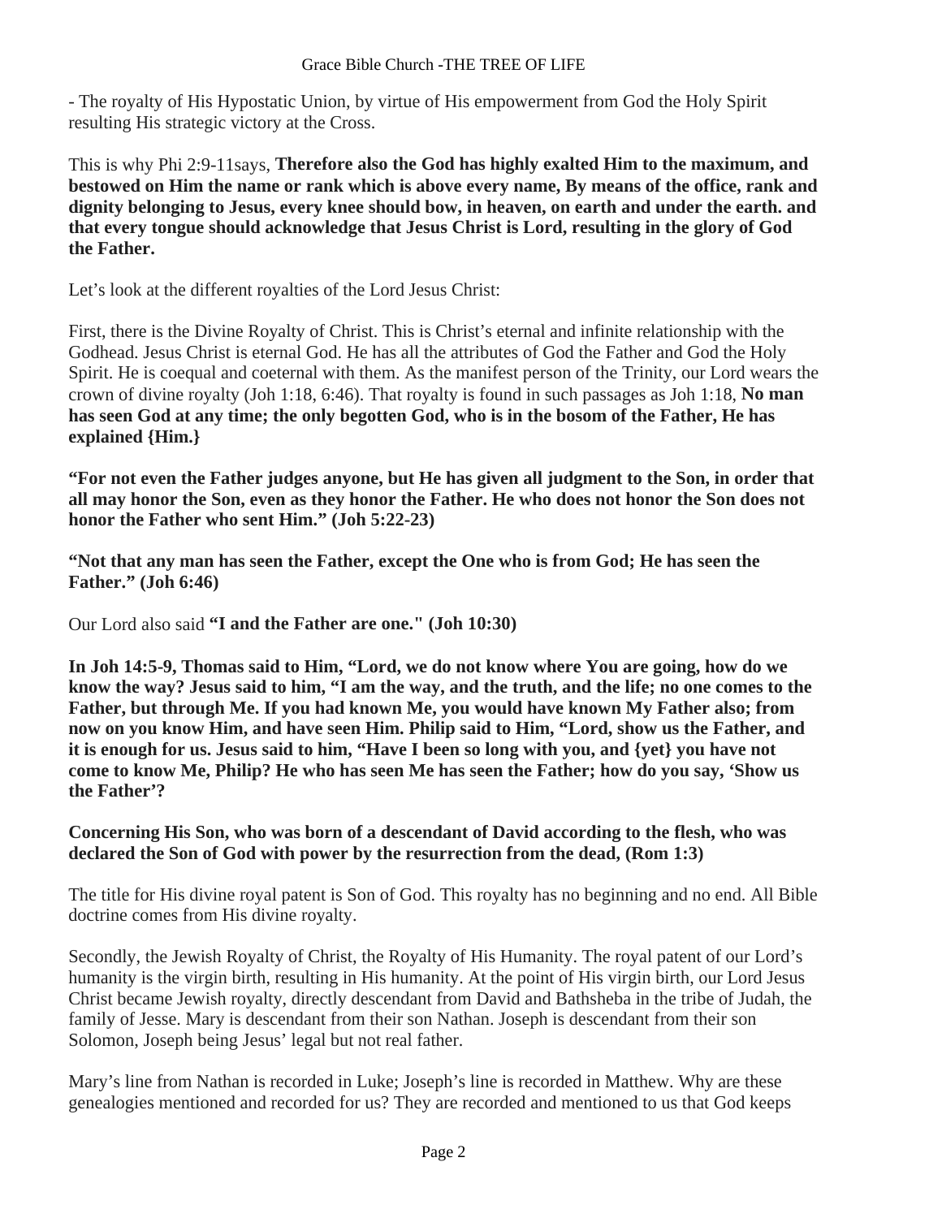- The royalty of His Hypostatic Union, by virtue of His empowerment from God the Holy Spirit resulting His strategic victory at the Cross.

This is why Phi 2:9-11says, **Therefore also the God has highly exalted Him to the maximum, and bestowed on Him the name or rank which is above every name, By means of the office, rank and dignity belonging to Jesus, every knee should bow, in heaven, on earth and under the earth. and that every tongue should acknowledge that Jesus Christ is Lord, resulting in the glory of God the Father.**

Let's look at the different royalties of the Lord Jesus Christ:

First, there is the Divine Royalty of Christ. This is Christ's eternal and infinite relationship with the Godhead. Jesus Christ is eternal God. He has all the attributes of God the Father and God the Holy Spirit. He is coequal and coeternal with them. As the manifest person of the Trinity, our Lord wears the crown of divine royalty (Joh 1:18, 6:46). That royalty is found in such passages as Joh 1:18, **No man has seen God at any time; the only begotten God, who is in the bosom of the Father, He has explained {Him.}**

**"For not even the Father judges anyone, but He has given all judgment to the Son, in order that all may honor the Son, even as they honor the Father. He who does not honor the Son does not honor the Father who sent Him." (Joh 5:22-23)**

**"Not that any man has seen the Father, except the One who is from God; He has seen the Father." (Joh 6:46)**

Our Lord also said **"I and the Father are one." (Joh 10:30)**

**In Joh 14:5-9, Thomas said to Him, "Lord, we do not know where You are going, how do we know the way? Jesus said to him, "I am the way, and the truth, and the life; no one comes to the Father, but through Me. If you had known Me, you would have known My Father also; from now on you know Him, and have seen Him. Philip said to Him, "Lord, show us the Father, and it is enough for us. Jesus said to him, "Have I been so long with you, and {yet} you have not come to know Me, Philip? He who has seen Me has seen the Father; how do you say, 'Show us the Father'?**

**Concerning His Son, who was born of a descendant of David according to the flesh, who was declared the Son of God with power by the resurrection from the dead, (Rom 1:3)**

The title for His divine royal patent is Son of God. This royalty has no beginning and no end. All Bible doctrine comes from His divine royalty.

Secondly, the Jewish Royalty of Christ, the Royalty of His Humanity. The royal patent of our Lord's humanity is the virgin birth, resulting in His humanity. At the point of His virgin birth, our Lord Jesus Christ became Jewish royalty, directly descendant from David and Bathsheba in the tribe of Judah, the family of Jesse. Mary is descendant from their son Nathan. Joseph is descendant from their son Solomon, Joseph being Jesus' legal but not real father.

Mary's line from Nathan is recorded in Luke; Joseph's line is recorded in Matthew. Why are these genealogies mentioned and recorded for us? They are recorded and mentioned to us that God keeps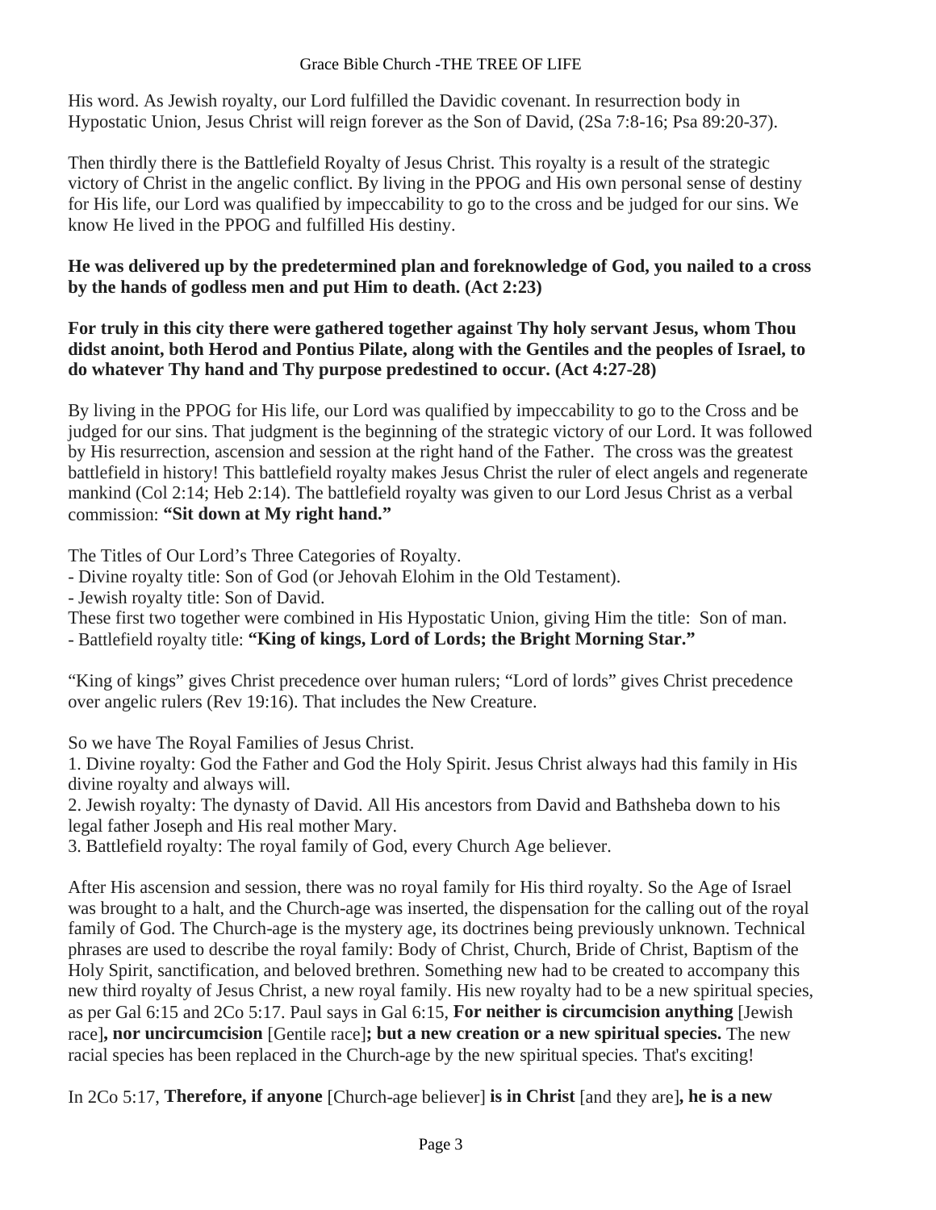His word. As Jewish royalty, our Lord fulfilled the Davidic covenant. In resurrection body in Hypostatic Union, Jesus Christ will reign forever as the Son of David, (2Sa 7:8-16; Psa 89:20-37).

Then thirdly there is the Battlefield Royalty of Jesus Christ. This royalty is a result of the strategic victory of Christ in the angelic conflict. By living in the PPOG and His own personal sense of destiny for His life, our Lord was qualified by impeccability to go to the cross and be judged for our sins. We know He lived in the PPOG and fulfilled His destiny.

**He was delivered up by the predetermined plan and foreknowledge of God, you nailed to a cross by the hands of godless men and put Him to death. (Act 2:23)**

**For truly in this city there were gathered together against Thy holy servant Jesus, whom Thou didst anoint, both Herod and Pontius Pilate, along with the Gentiles and the peoples of Israel, to do whatever Thy hand and Thy purpose predestined to occur. (Act 4:27-28)**

By living in the PPOG for His life, our Lord was qualified by impeccability to go to the Cross and be judged for our sins. That judgment is the beginning of the strategic victory of our Lord. It was followed by His resurrection, ascension and session at the right hand of the Father. The cross was the greatest battlefield in history! This battlefield royalty makes Jesus Christ the ruler of elect angels and regenerate mankind (Col 2:14; Heb 2:14). The battlefield royalty was given to our Lord Jesus Christ as a verbal commission: **"Sit down at My right hand."**

The Titles of Our Lord's Three Categories of Royalty.

- Divine royalty title: Son of God (or Jehovah Elohim in the Old Testament).
- Jewish royalty title: Son of David.

These first two together were combined in His Hypostatic Union, giving Him the title: Son of man.

- Battlefield royalty title: **"King of kings, Lord of Lords; the Bright Morning Star."**

"King of kings" gives Christ precedence over human rulers; "Lord of lords" gives Christ precedence over angelic rulers (Rev 19:16). That includes the New Creature.

So we have The Royal Families of Jesus Christ.

1. Divine royalty: God the Father and God the Holy Spirit. Jesus Christ always had this family in His divine royalty and always will.
2. Jewish royalty: The dynasty of David. All His ancestors from David and Bathsheba down to his legal father Joseph and His real mother Mary.
3. Battlefield royalty: The royal family of God, every Church Age believer.

After His ascension and session, there was no royal family for His third royalty. So the Age of Israel was brought to a halt, and the Church-age was inserted, the dispensation for the calling out of the royal family of God. The Church-age is the mystery age, its doctrines being previously unknown. Technical phrases are used to describe the royal family: Body of Christ, Church, Bride of Christ, Baptism of the Holy Spirit, sanctification, and beloved brethren. Something new had to be created to accompany this new third royalty of Jesus Christ, a new royal family. His new royalty had to be a new spiritual species, as per Gal 6:15 and 2Co 5:17. Paul says in Gal 6:15, **For neither is circumcision anything** [Jewish race]**, nor uncircumcision** [Gentile race]**; but a new creation or a new spiritual species.** The new racial species has been replaced in the Church-age by the new spiritual species. That's exciting!

In 2Co 5:17, **Therefore, if anyone** [Church-age believer] **is in Christ** [and they are]**, he is a new**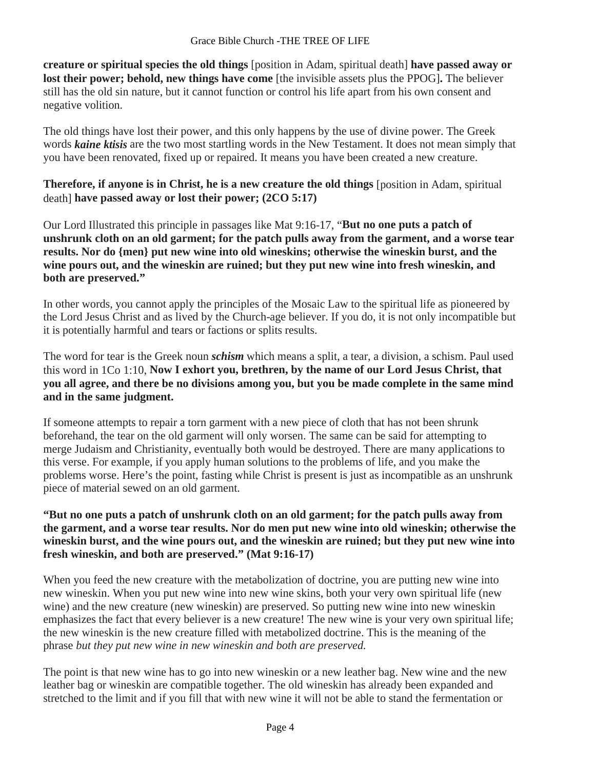**creature or spiritual species the old things** [position in Adam, spiritual death] **have passed away or lost their power; behold, new things have come** [the invisible assets plus the PPOG]**.** The believer still has the old sin nature, but it cannot function or control his life apart from his own consent and negative volition.

The old things have lost their power, and this only happens by the use of divine power. The Greek words ***kaine ktisis*** are the two most startling words in the New Testament. It does not mean simply that you have been renovated, fixed up or repaired. It means you have been created a new creature.

**Therefore, if anyone is in Christ, he is a new creature the old things** [position in Adam, spiritual death] **have passed away or lost their power; (2CO 5:17)**

Our Lord Illustrated this principle in passages like Mat 9:16-17, "**But no one puts a patch of unshrunk cloth on an old garment; for the patch pulls away from the garment, and a worse tear results. Nor do {men} put new wine into old wineskins; otherwise the wineskin burst, and the wine pours out, and the wineskin are ruined; but they put new wine into fresh wineskin, and both are preserved."**

In other words, you cannot apply the principles of the Mosaic Law to the spiritual life as pioneered by the Lord Jesus Christ and as lived by the Church-age believer. If you do, it is not only incompatible but it is potentially harmful and tears or factions or splits results.

The word for tear is the Greek noun ***schism*** which means a split, a tear, a division, a schism. Paul used this word in 1Co 1:10, **Now I exhort you, brethren, by the name of our Lord Jesus Christ, that you all agree, and there be no divisions among you, but you be made complete in the same mind and in the same judgment.**

If someone attempts to repair a torn garment with a new piece of cloth that has not been shrunk beforehand, the tear on the old garment will only worsen. The same can be said for attempting to merge Judaism and Christianity, eventually both would be destroyed. There are many applications to this verse. For example, if you apply human solutions to the problems of life, and you make the problems worse. Here's the point, fasting while Christ is present is just as incompatible as an unshrunk piece of material sewed on an old garment.

**"But no one puts a patch of unshrunk cloth on an old garment; for the patch pulls away from the garment, and a worse tear results. Nor do men put new wine into old wineskin; otherwise the wineskin burst, and the wine pours out, and the wineskin are ruined; but they put new wine into fresh wineskin, and both are preserved." (Mat 9:16-17)**

When you feed the new creature with the metabolization of doctrine, you are putting new wine into new wineskin. When you put new wine into new wine skins, both your very own spiritual life (new wine) and the new creature (new wineskin) are preserved. So putting new wine into new wineskin emphasizes the fact that every believer is a new creature! The new wine is your very own spiritual life; the new wineskin is the new creature filled with metabolized doctrine. This is the meaning of the phrase *but they put new wine in new wineskin and both are preserved.*

The point is that new wine has to go into new wineskin or a new leather bag. New wine and the new leather bag or wineskin are compatible together. The old wineskin has already been expanded and stretched to the limit and if you fill that with new wine it will not be able to stand the fermentation or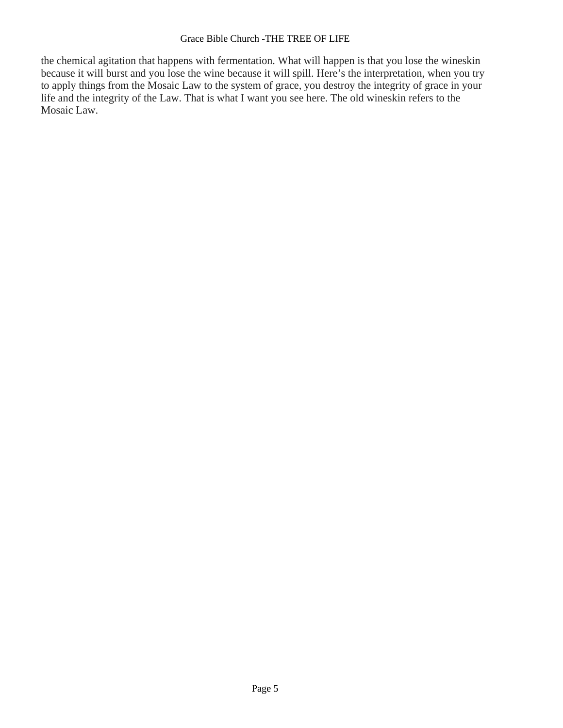the chemical agitation that happens with fermentation. What will happen is that you lose the wineskin because it will burst and you lose the wine because it will spill. Here's the interpretation, when you try to apply things from the Mosaic Law to the system of grace, you destroy the integrity of grace in your life and the integrity of the Law. That is what I want you see here. The old wineskin refers to the Mosaic Law.